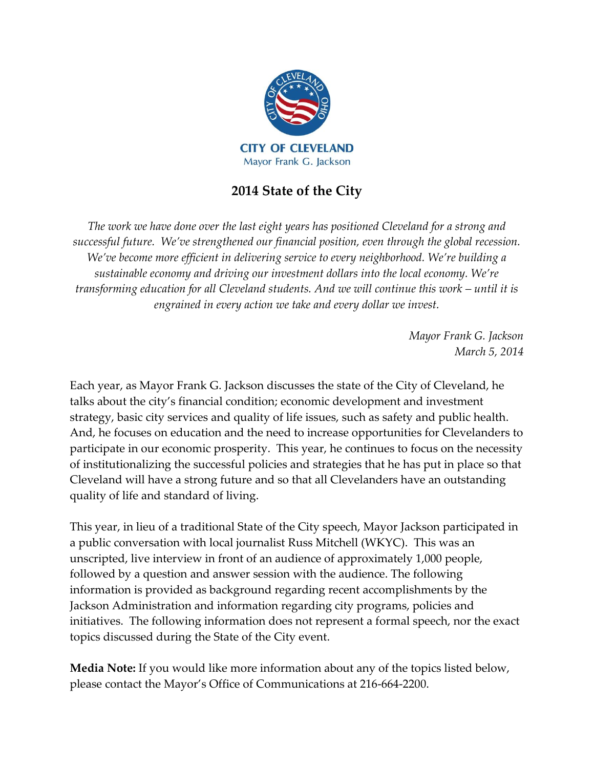**CITY OF CLEVELAND**
Mayor Frank G. Jackson

# 2014 State of the City

*The work we have done over the last eight years has positioned Cleveland for a strong and successful future. We've strengthened our financial position, even through the global recession. We've become more efficient in delivering service to every neighborhood. We're building a sustainable economy and driving our investment dollars into the local economy. We're transforming education for all Cleveland students. And we will continue this work – until it is engrained in every action we take and every dollar we invest.*

*Mayor Frank G. Jackson*
*March 5, 2014*

Each year, as Mayor Frank G. Jackson discusses the state of the City of Cleveland, he talks about the city's financial condition; economic development and investment strategy, basic city services and quality of life issues, such as safety and public health. And, he focuses on education and the need to increase opportunities for Clevelanders to participate in our economic prosperity. This year, he continues to focus on the necessity of institutionalizing the successful policies and strategies that he has put in place so that Cleveland will have a strong future and so that all Clevelanders have an outstanding quality of life and standard of living.

This year, in lieu of a traditional State of the City speech, Mayor Jackson participated in a public conversation with local journalist Russ Mitchell (WKYC). This was an unscripted, live interview in front of an audience of approximately 1,000 people, followed by a question and answer session with the audience. The following information is provided as background regarding recent accomplishments by the Jackson Administration and information regarding city programs, policies and initiatives. The following information does not represent a formal speech, nor the exact topics discussed during the State of the City event.

**Media Note:** If you would like more information about any of the topics listed below, please contact the Mayor's Office of Communications at 216-664-2200.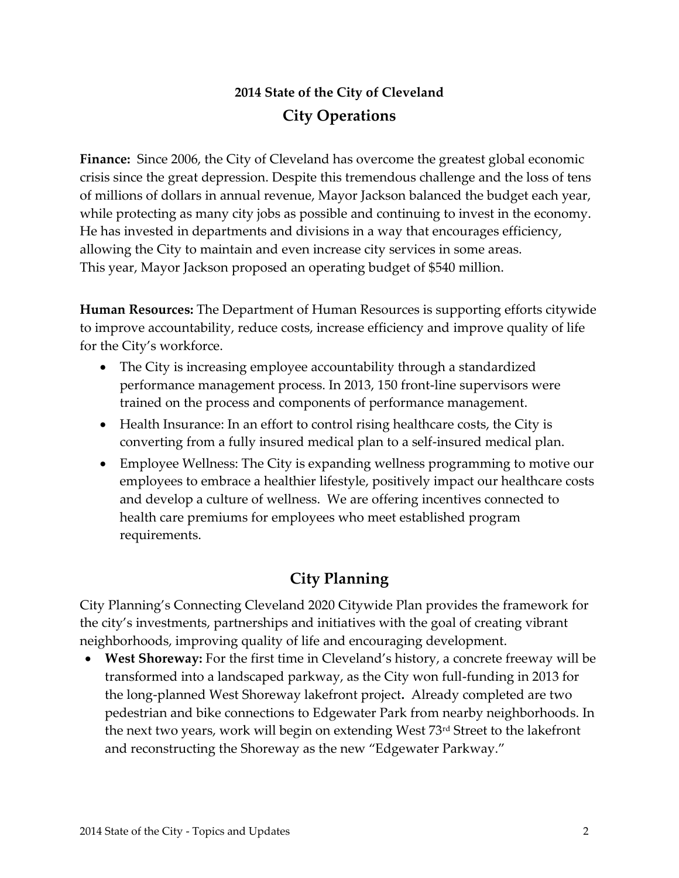## 2014 State of the City of Cleveland

## City Operations

**Finance:** Since 2006, the City of Cleveland has overcome the greatest global economic crisis since the great depression. Despite this tremendous challenge and the loss of tens of millions of dollars in annual revenue, Mayor Jackson balanced the budget each year, while protecting as many city jobs as possible and continuing to invest in the economy. He has invested in departments and divisions in a way that encourages efficiency, allowing the City to maintain and even increase city services in some areas.
This year, Mayor Jackson proposed an operating budget of $540 million.

**Human Resources:** The Department of Human Resources is supporting efforts citywide to improve accountability, reduce costs, increase efficiency and improve quality of life for the City's workforce.

- The City is increasing employee accountability through a standardized performance management process. In 2013, 150 front-line supervisors were trained on the process and components of performance management.
- Health Insurance: In an effort to control rising healthcare costs, the City is converting from a fully insured medical plan to a self-insured medical plan.
- Employee Wellness: The City is expanding wellness programming to motive our employees to embrace a healthier lifestyle, positively impact our healthcare costs and develop a culture of wellness. We are offering incentives connected to health care premiums for employees who meet established program requirements.

## City Planning

City Planning's Connecting Cleveland 2020 Citywide Plan provides the framework for the city's investments, partnerships and initiatives with the goal of creating vibrant neighborhoods, improving quality of life and encouraging development.

- **West Shoreway:** For the first time in Cleveland's history, a concrete freeway will be transformed into a landscaped parkway, as the City won full-funding in 2013 for the long-planned West Shoreway lakefront project**.** Already completed are two pedestrian and bike connections to Edgewater Park from nearby neighborhoods. In the next two years, work will begin on extending West 73rd Street to the lakefront and reconstructing the Shoreway as the new "Edgewater Parkway."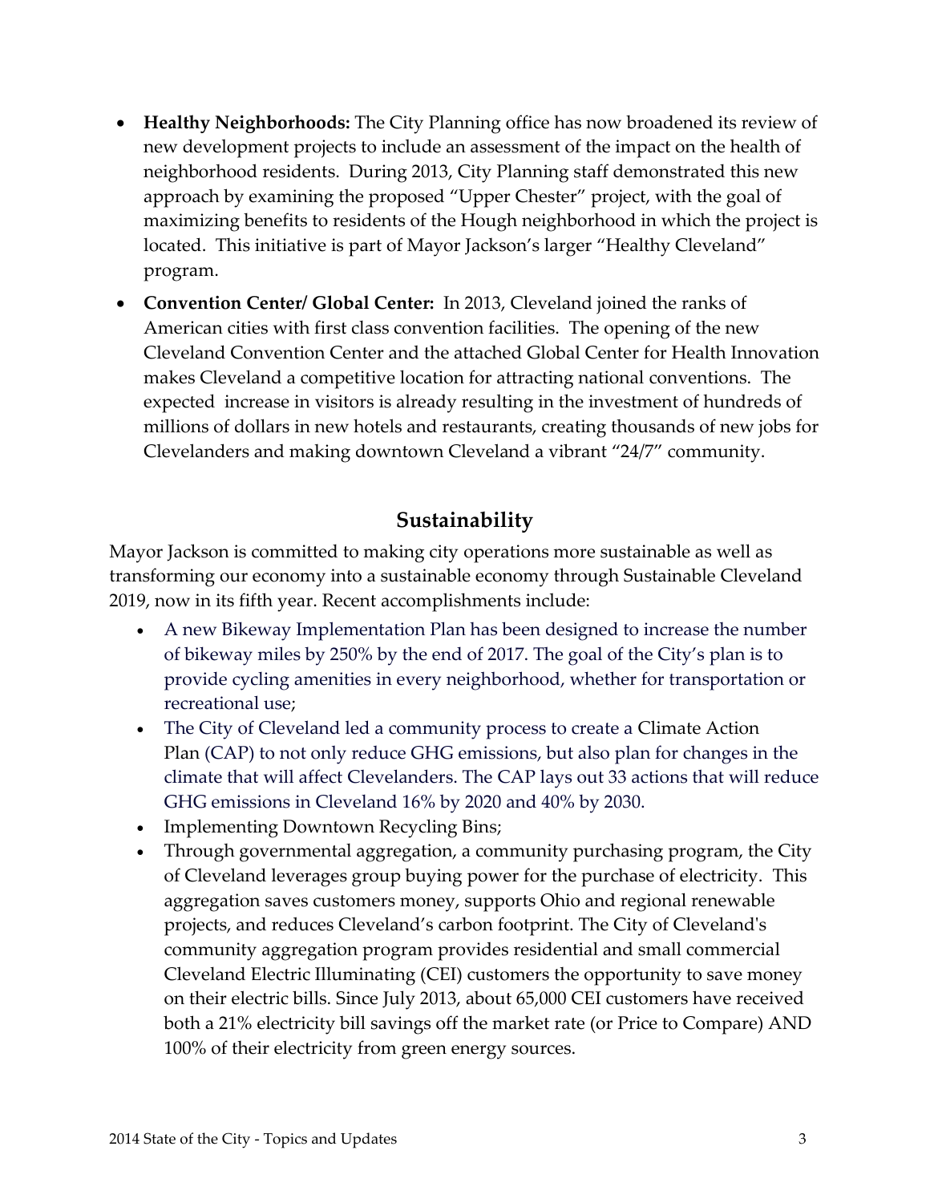- **Healthy Neighborhoods:** The City Planning office has now broadened its review of new development projects to include an assessment of the impact on the health of neighborhood residents. During 2013, City Planning staff demonstrated this new approach by examining the proposed "Upper Chester" project, with the goal of maximizing benefits to residents of the Hough neighborhood in which the project is located. This initiative is part of Mayor Jackson's larger "Healthy Cleveland" program.
- **Convention Center/ Global Center:** In 2013, Cleveland joined the ranks of American cities with first class convention facilities. The opening of the new Cleveland Convention Center and the attached Global Center for Health Innovation makes Cleveland a competitive location for attracting national conventions. The expected increase in visitors is already resulting in the investment of hundreds of millions of dollars in new hotels and restaurants, creating thousands of new jobs for Clevelanders and making downtown Cleveland a vibrant "24/7" community.

## Sustainability

Mayor Jackson is committed to making city operations more sustainable as well as transforming our economy into a sustainable economy through Sustainable Cleveland 2019, now in its fifth year. Recent accomplishments include:

- A new Bikeway Implementation Plan has been designed to increase the number of bikeway miles by 250% by the end of 2017. The goal of the City's plan is to provide cycling amenities in every neighborhood, whether for transportation or recreational use;
- The City of Cleveland led a community process to create a Climate Action Plan (CAP) to not only reduce GHG emissions, but also plan for changes in the climate that will affect Clevelanders. The CAP lays out 33 actions that will reduce GHG emissions in Cleveland 16% by 2020 and 40% by 2030.
- Implementing Downtown Recycling Bins;
- Through governmental aggregation, a community purchasing program, the City of Cleveland leverages group buying power for the purchase of electricity. This aggregation saves customers money, supports Ohio and regional renewable projects, and reduces Cleveland's carbon footprint. The City of Cleveland's community aggregation program provides residential and small commercial Cleveland Electric Illuminating (CEI) customers the opportunity to save money on their electric bills. Since July 2013, about 65,000 CEI customers have received both a 21% electricity bill savings off the market rate (or Price to Compare) AND 100% of their electricity from green energy sources.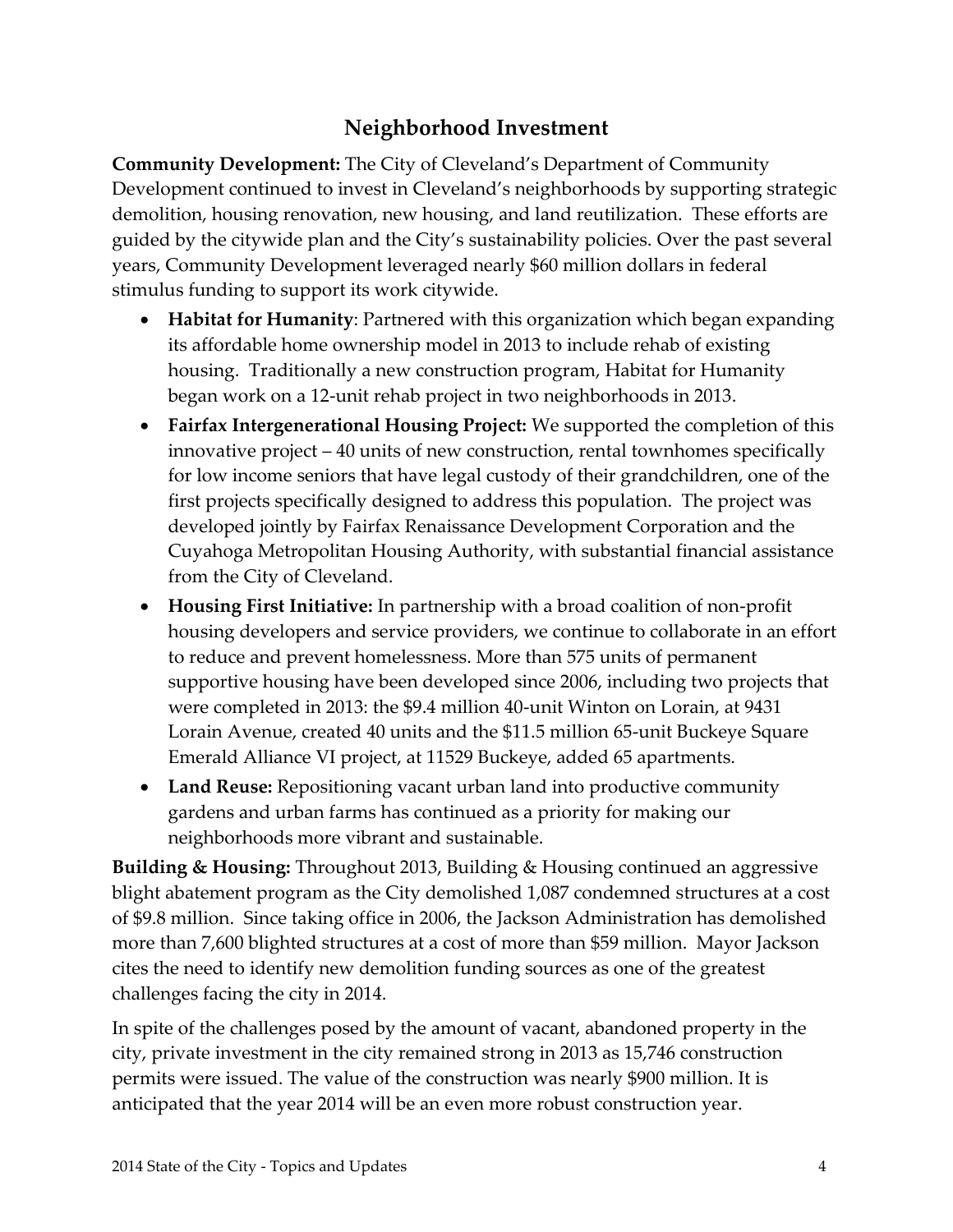## Neighborhood Investment

**Community Development:** The City of Cleveland's Department of Community Development continued to invest in Cleveland's neighborhoods by supporting strategic demolition, housing renovation, new housing, and land reutilization. These efforts are guided by the citywide plan and the City's sustainability policies. Over the past several years, Community Development leveraged nearly $60 million dollars in federal stimulus funding to support its work citywide.

- **Habitat for Humanity**: Partnered with this organization which began expanding its affordable home ownership model in 2013 to include rehab of existing housing. Traditionally a new construction program, Habitat for Humanity began work on a 12-unit rehab project in two neighborhoods in 2013.
- **Fairfax Intergenerational Housing Project:** We supported the completion of this innovative project – 40 units of new construction, rental townhomes specifically for low income seniors that have legal custody of their grandchildren, one of the first projects specifically designed to address this population. The project was developed jointly by Fairfax Renaissance Development Corporation and the Cuyahoga Metropolitan Housing Authority, with substantial financial assistance from the City of Cleveland.
- **Housing First Initiative:** In partnership with a broad coalition of non-profit housing developers and service providers, we continue to collaborate in an effort to reduce and prevent homelessness. More than 575 units of permanent supportive housing have been developed since 2006, including two projects that were completed in 2013: the $9.4 million 40-unit Winton on Lorain, at 9431 Lorain Avenue, created 40 units and the $11.5 million 65-unit Buckeye Square Emerald Alliance VI project, at 11529 Buckeye, added 65 apartments.
- **Land Reuse:** Repositioning vacant urban land into productive community gardens and urban farms has continued as a priority for making our neighborhoods more vibrant and sustainable.

**Building & Housing:** Throughout 2013, Building & Housing continued an aggressive blight abatement program as the City demolished 1,087 condemned structures at a cost of $9.8 million. Since taking office in 2006, the Jackson Administration has demolished more than 7,600 blighted structures at a cost of more than $59 million. Mayor Jackson cites the need to identify new demolition funding sources as one of the greatest challenges facing the city in 2014.

In spite of the challenges posed by the amount of vacant, abandoned property in the city, private investment in the city remained strong in 2013 as 15,746 construction permits were issued. The value of the construction was nearly $900 million. It is anticipated that the year 2014 will be an even more robust construction year.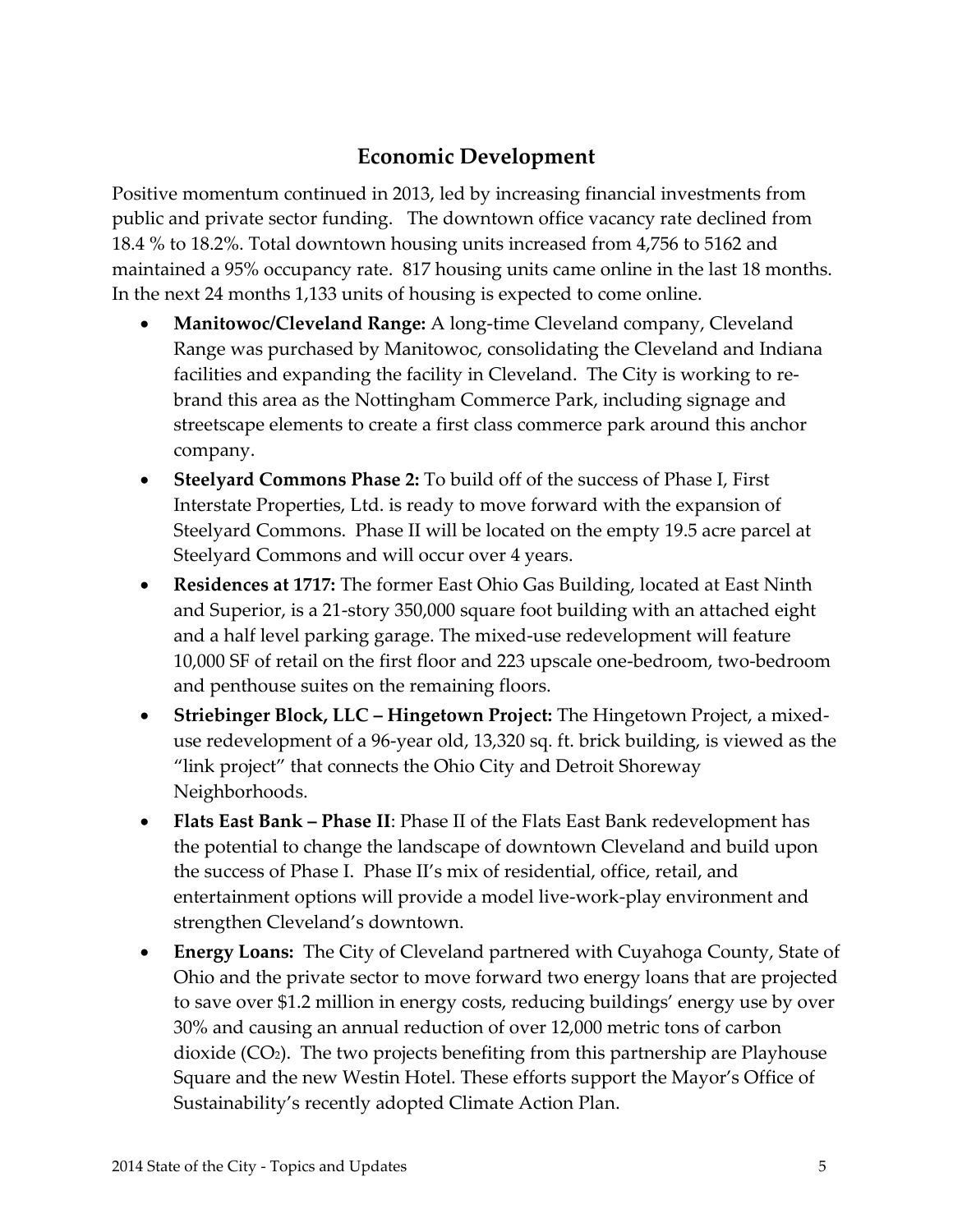## Economic Development

Positive momentum continued in 2013, led by increasing financial investments from public and private sector funding. The downtown office vacancy rate declined from 18.4 % to 18.2%. Total downtown housing units increased from 4,756 to 5162 and maintained a 95% occupancy rate. 817 housing units came online in the last 18 months. In the next 24 months 1,133 units of housing is expected to come online.

- **Manitowoc/Cleveland Range:** A long-time Cleveland company, Cleveland Range was purchased by Manitowoc, consolidating the Cleveland and Indiana facilities and expanding the facility in Cleveland. The City is working to re-brand this area as the Nottingham Commerce Park, including signage and streetscape elements to create a first class commerce park around this anchor company.
- **Steelyard Commons Phase 2:** To build off of the success of Phase I, First Interstate Properties, Ltd. is ready to move forward with the expansion of Steelyard Commons. Phase II will be located on the empty 19.5 acre parcel at Steelyard Commons and will occur over 4 years.
- **Residences at 1717:** The former East Ohio Gas Building, located at East Ninth and Superior, is a 21-story 350,000 square foot building with an attached eight and a half level parking garage. The mixed-use redevelopment will feature 10,000 SF of retail on the first floor and 223 upscale one-bedroom, two-bedroom and penthouse suites on the remaining floors.
- **Striebinger Block, LLC – Hingetown Project:** The Hingetown Project, a mixed-use redevelopment of a 96-year old, 13,320 sq. ft. brick building, is viewed as the "link project" that connects the Ohio City and Detroit Shoreway Neighborhoods.
- **Flats East Bank – Phase II**: Phase II of the Flats East Bank redevelopment has the potential to change the landscape of downtown Cleveland and build upon the success of Phase I. Phase II's mix of residential, office, retail, and entertainment options will provide a model live-work-play environment and strengthen Cleveland's downtown.
- **Energy Loans:** The City of Cleveland partnered with Cuyahoga County, State of Ohio and the private sector to move forward two energy loans that are projected to save over $1.2 million in energy costs, reducing buildings' energy use by over 30% and causing an annual reduction of over 12,000 metric tons of carbon dioxide ($CO_2$). The two projects benefiting from this partnership are Playhouse Square and the new Westin Hotel. These efforts support the Mayor's Office of Sustainability's recently adopted Climate Action Plan.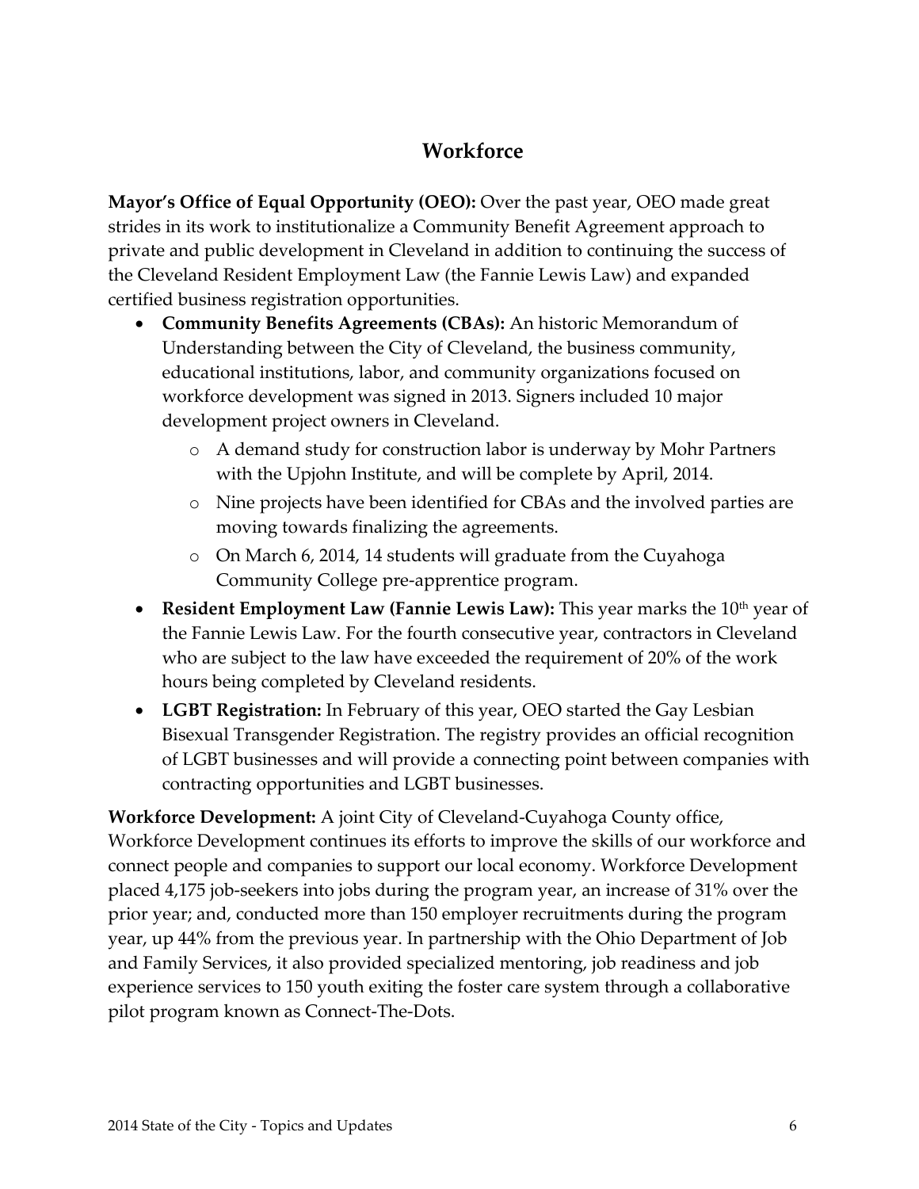## Workforce

**Mayor's Office of Equal Opportunity (OEO):** Over the past year, OEO made great strides in its work to institutionalize a Community Benefit Agreement approach to private and public development in Cleveland in addition to continuing the success of the Cleveland Resident Employment Law (the Fannie Lewis Law) and expanded certified business registration opportunities.

- **Community Benefits Agreements (CBAs):** An historic Memorandum of Understanding between the City of Cleveland, the business community, educational institutions, labor, and community organizations focused on workforce development was signed in 2013. Signers included 10 major development project owners in Cleveland.
  - A demand study for construction labor is underway by Mohr Partners with the Upjohn Institute, and will be complete by April, 2014.
  - Nine projects have been identified for CBAs and the involved parties are moving towards finalizing the agreements.
  - On March 6, 2014, 14 students will graduate from the Cuyahoga Community College pre-apprentice program.
- **Resident Employment Law (Fannie Lewis Law):** This year marks the 10th year of the Fannie Lewis Law. For the fourth consecutive year, contractors in Cleveland who are subject to the law have exceeded the requirement of 20% of the work hours being completed by Cleveland residents.
- **LGBT Registration:** In February of this year, OEO started the Gay Lesbian Bisexual Transgender Registration. The registry provides an official recognition of LGBT businesses and will provide a connecting point between companies with contracting opportunities and LGBT businesses.

**Workforce Development:** A joint City of Cleveland-Cuyahoga County office, Workforce Development continues its efforts to improve the skills of our workforce and connect people and companies to support our local economy. Workforce Development placed 4,175 job-seekers into jobs during the program year, an increase of 31% over the prior year; and, conducted more than 150 employer recruitments during the program year, up 44% from the previous year. In partnership with the Ohio Department of Job and Family Services, it also provided specialized mentoring, job readiness and job experience services to 150 youth exiting the foster care system through a collaborative pilot program known as Connect-The-Dots.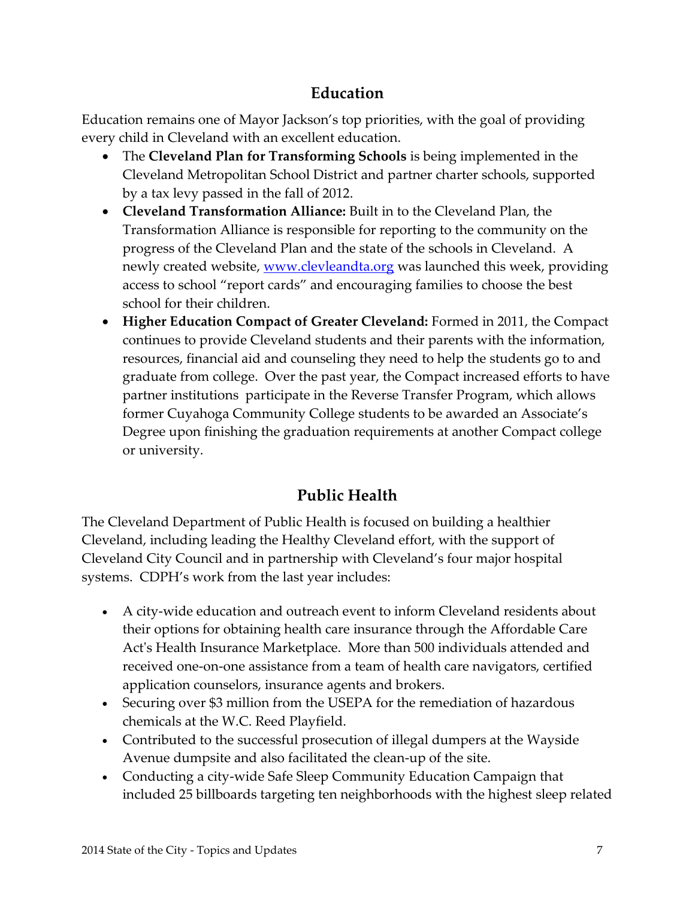## Education

Education remains one of Mayor Jackson's top priorities, with the goal of providing every child in Cleveland with an excellent education.

- The **Cleveland Plan for Transforming Schools** is being implemented in the Cleveland Metropolitan School District and partner charter schools, supported by a tax levy passed in the fall of 2012.
- **Cleveland Transformation Alliance:** Built in to the Cleveland Plan, the Transformation Alliance is responsible for reporting to the community on the progress of the Cleveland Plan and the state of the schools in Cleveland. A newly created website, [www.clevleandta.org](www.clevleandta.org) was launched this week, providing access to school "report cards" and encouraging families to choose the best school for their children.
- **Higher Education Compact of Greater Cleveland:** Formed in 2011, the Compact continues to provide Cleveland students and their parents with the information, resources, financial aid and counseling they need to help the students go to and graduate from college. Over the past year, the Compact increased efforts to have partner institutions participate in the Reverse Transfer Program, which allows former Cuyahoga Community College students to be awarded an Associate's Degree upon finishing the graduation requirements at another Compact college or university.

## Public Health

The Cleveland Department of Public Health is focused on building a healthier Cleveland, including leading the Healthy Cleveland effort, with the support of Cleveland City Council and in partnership with Cleveland's four major hospital systems. CDPH's work from the last year includes:

- A city-wide education and outreach event to inform Cleveland residents about their options for obtaining health care insurance through the Affordable Care Act's Health Insurance Marketplace. More than 500 individuals attended and received one-on-one assistance from a team of health care navigators, certified application counselors, insurance agents and brokers.
- Securing over $3 million from the USEPA for the remediation of hazardous chemicals at the W.C. Reed Playfield.
- Contributed to the successful prosecution of illegal dumpers at the Wayside Avenue dumpsite and also facilitated the clean-up of the site.
- Conducting a city-wide Safe Sleep Community Education Campaign that included 25 billboards targeting ten neighborhoods with the highest sleep related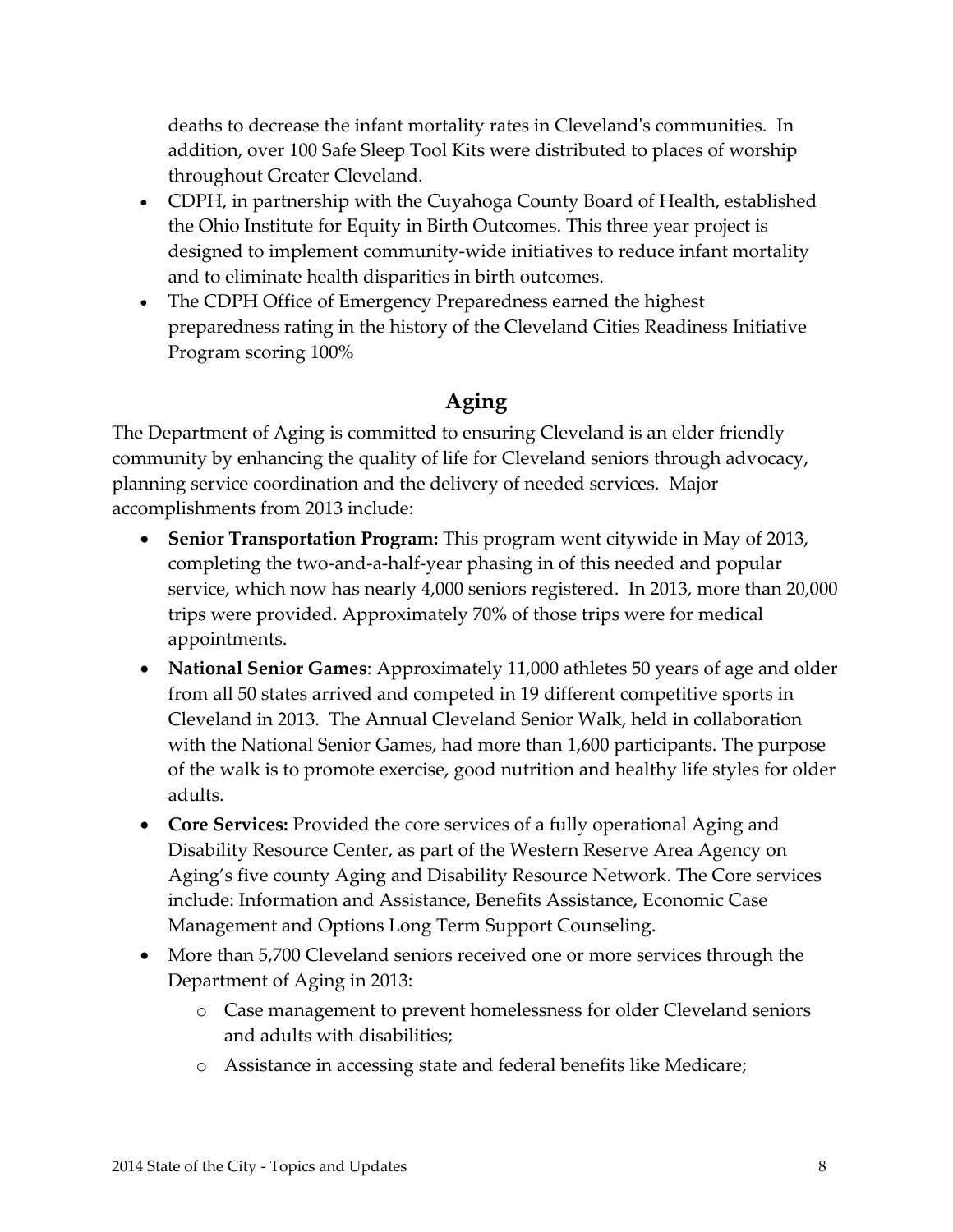deaths to decrease the infant mortality rates in Cleveland's communities. In addition, over 100 Safe Sleep Tool Kits were distributed to places of worship throughout Greater Cleveland.

- CDPH, in partnership with the Cuyahoga County Board of Health, established the Ohio Institute for Equity in Birth Outcomes. This three year project is designed to implement community-wide initiatives to reduce infant mortality and to eliminate health disparities in birth outcomes.
- The CDPH Office of Emergency Preparedness earned the highest preparedness rating in the history of the Cleveland Cities Readiness Initiative Program scoring 100%

## Aging

The Department of Aging is committed to ensuring Cleveland is an elder friendly community by enhancing the quality of life for Cleveland seniors through advocacy, planning service coordination and the delivery of needed services. Major accomplishments from 2013 include:

- **Senior Transportation Program:** This program went citywide in May of 2013, completing the two-and-a-half-year phasing in of this needed and popular service, which now has nearly 4,000 seniors registered. In 2013, more than 20,000 trips were provided. Approximately 70% of those trips were for medical appointments.
- **National Senior Games**: Approximately 11,000 athletes 50 years of age and older from all 50 states arrived and competed in 19 different competitive sports in Cleveland in 2013. The Annual Cleveland Senior Walk, held in collaboration with the National Senior Games, had more than 1,600 participants. The purpose of the walk is to promote exercise, good nutrition and healthy life styles for older adults.
- **Core Services:** Provided the core services of a fully operational Aging and Disability Resource Center, as part of the Western Reserve Area Agency on Aging's five county Aging and Disability Resource Network. The Core services include: Information and Assistance, Benefits Assistance, Economic Case Management and Options Long Term Support Counseling.
- More than 5,700 Cleveland seniors received one or more services through the Department of Aging in 2013:
    - Case management to prevent homelessness for older Cleveland seniors and adults with disabilities;
    - Assistance in accessing state and federal benefits like Medicare;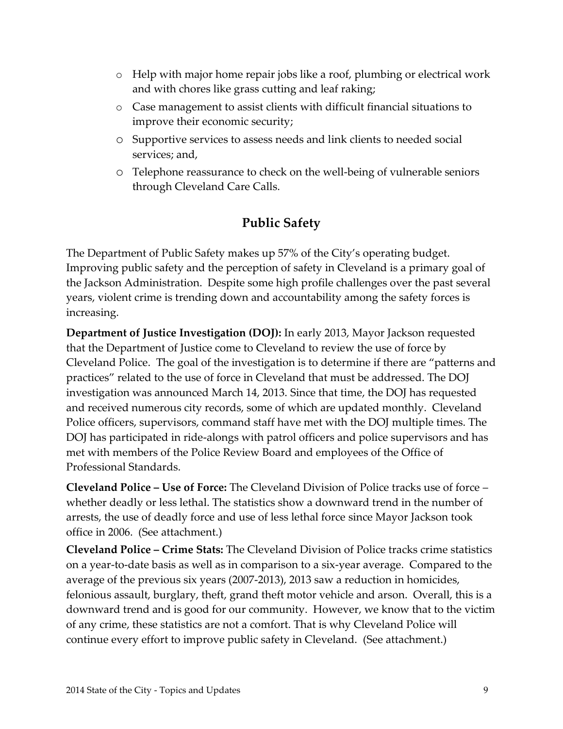- Help with major home repair jobs like a roof, plumbing or electrical work and with chores like grass cutting and leaf raking;
- Case management to assist clients with difficult financial situations to improve their economic security;
- Supportive services to assess needs and link clients to needed social services; and,
- Telephone reassurance to check on the well-being of vulnerable seniors through Cleveland Care Calls.

## Public Safety

The Department of Public Safety makes up 57% of the City's operating budget. Improving public safety and the perception of safety in Cleveland is a primary goal of the Jackson Administration. Despite some high profile challenges over the past several years, violent crime is trending down and accountability among the safety forces is increasing.

**Department of Justice Investigation (DOJ):** In early 2013, Mayor Jackson requested that the Department of Justice come to Cleveland to review the use of force by Cleveland Police. The goal of the investigation is to determine if there are "patterns and practices" related to the use of force in Cleveland that must be addressed. The DOJ investigation was announced March 14, 2013. Since that time, the DOJ has requested and received numerous city records, some of which are updated monthly. Cleveland Police officers, supervisors, command staff have met with the DOJ multiple times. The DOJ has participated in ride-alongs with patrol officers and police supervisors and has met with members of the Police Review Board and employees of the Office of Professional Standards.

**Cleveland Police – Use of Force:** The Cleveland Division of Police tracks use of force – whether deadly or less lethal. The statistics show a downward trend in the number of arrests, the use of deadly force and use of less lethal force since Mayor Jackson took office in 2006. (See attachment.)

**Cleveland Police – Crime Stats:** The Cleveland Division of Police tracks crime statistics on a year-to-date basis as well as in comparison to a six-year average. Compared to the average of the previous six years (2007-2013), 2013 saw a reduction in homicides, felonious assault, burglary, theft, grand theft motor vehicle and arson. Overall, this is a downward trend and is good for our community. However, we know that to the victim of any crime, these statistics are not a comfort. That is why Cleveland Police will continue every effort to improve public safety in Cleveland. (See attachment.)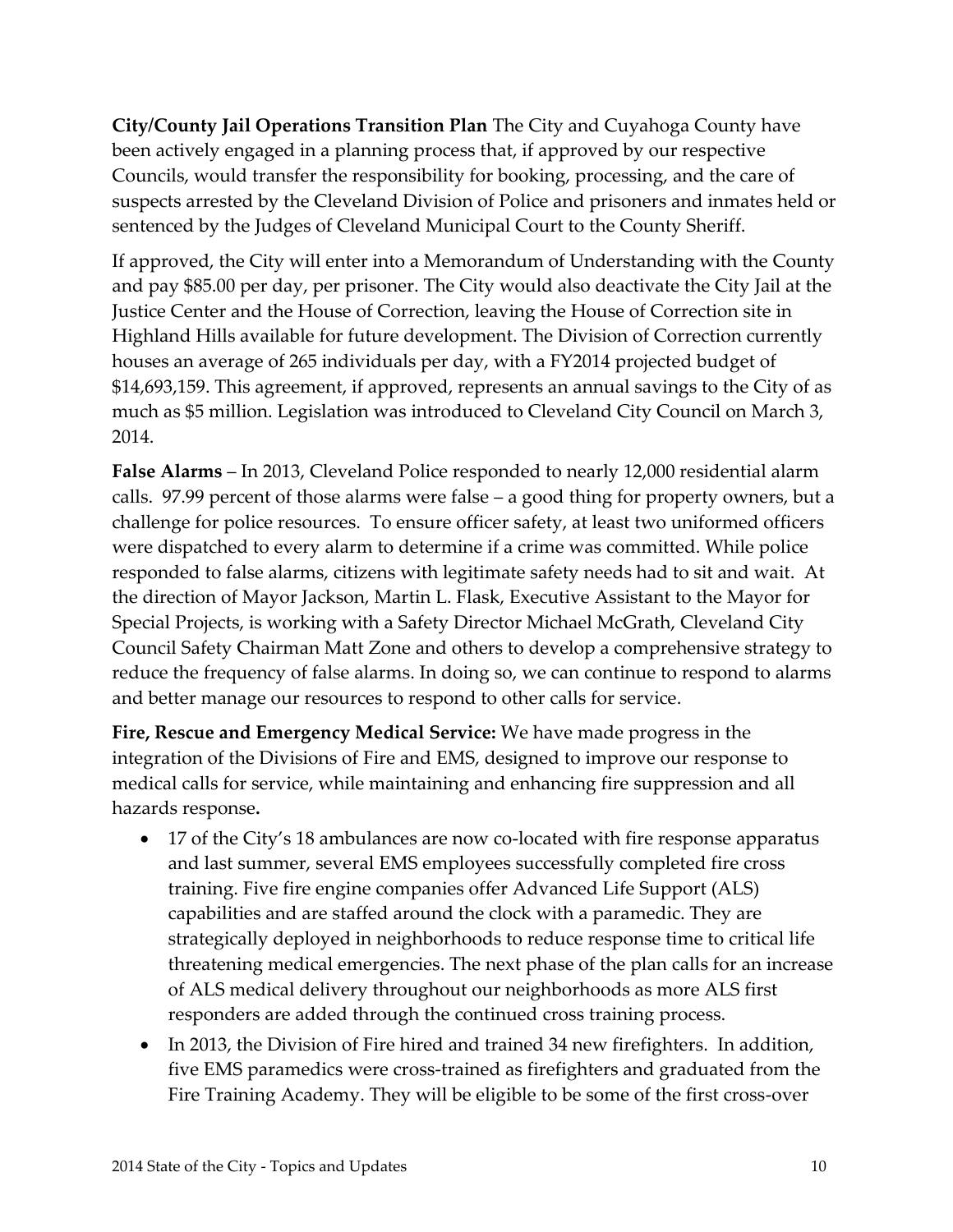**City/County Jail Operations Transition Plan** The City and Cuyahoga County have been actively engaged in a planning process that, if approved by our respective Councils, would transfer the responsibility for booking, processing, and the care of suspects arrested by the Cleveland Division of Police and prisoners and inmates held or sentenced by the Judges of Cleveland Municipal Court to the County Sheriff.

If approved, the City will enter into a Memorandum of Understanding with the County and pay $85.00 per day, per prisoner. The City would also deactivate the City Jail at the Justice Center and the House of Correction, leaving the House of Correction site in Highland Hills available for future development. The Division of Correction currently houses an average of 265 individuals per day, with a FY2014 projected budget of $14,693,159. This agreement, if approved, represents an annual savings to the City of as much as $5 million. Legislation was introduced to Cleveland City Council on March 3, 2014.

**False Alarms** – In 2013, Cleveland Police responded to nearly 12,000 residential alarm calls. 97.99 percent of those alarms were false – a good thing for property owners, but a challenge for police resources. To ensure officer safety, at least two uniformed officers were dispatched to every alarm to determine if a crime was committed. While police responded to false alarms, citizens with legitimate safety needs had to sit and wait. At the direction of Mayor Jackson, Martin L. Flask, Executive Assistant to the Mayor for Special Projects, is working with a Safety Director Michael McGrath, Cleveland City Council Safety Chairman Matt Zone and others to develop a comprehensive strategy to reduce the frequency of false alarms. In doing so, we can continue to respond to alarms and better manage our resources to respond to other calls for service.

**Fire, Rescue and Emergency Medical Service:** We have made progress in the integration of the Divisions of Fire and EMS, designed to improve our response to medical calls for service, while maintaining and enhancing fire suppression and all hazards response**.**

- 17 of the City's 18 ambulances are now co-located with fire response apparatus and last summer, several EMS employees successfully completed fire cross training. Five fire engine companies offer Advanced Life Support (ALS) capabilities and are staffed around the clock with a paramedic. They are strategically deployed in neighborhoods to reduce response time to critical life threatening medical emergencies. The next phase of the plan calls for an increase of ALS medical delivery throughout our neighborhoods as more ALS first responders are added through the continued cross training process.
- In 2013, the Division of Fire hired and trained 34 new firefighters. In addition, five EMS paramedics were cross-trained as firefighters and graduated from the Fire Training Academy. They will be eligible to be some of the first cross-over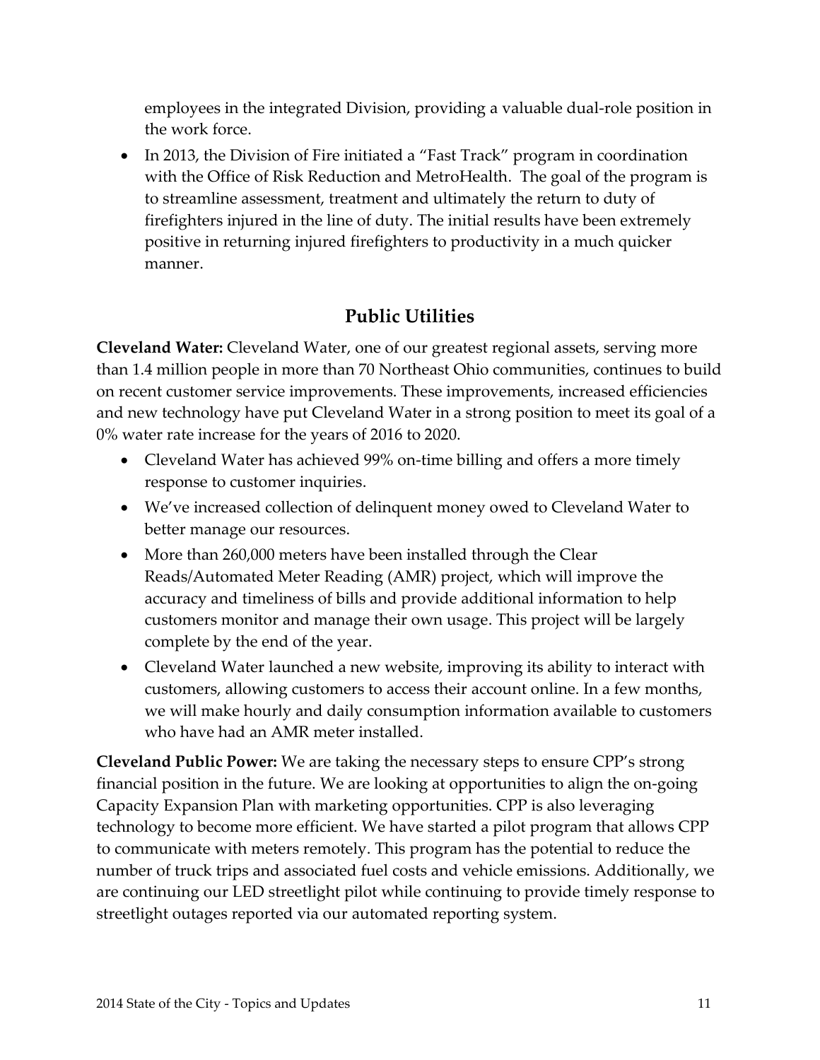employees in the integrated Division, providing a valuable dual-role position in the work force.

- In 2013, the Division of Fire initiated a "Fast Track" program in coordination with the Office of Risk Reduction and MetroHealth. The goal of the program is to streamline assessment, treatment and ultimately the return to duty of firefighters injured in the line of duty. The initial results have been extremely positive in returning injured firefighters to productivity in a much quicker manner.

## Public Utilities

**Cleveland Water:** Cleveland Water, one of our greatest regional assets, serving more than 1.4 million people in more than 70 Northeast Ohio communities, continues to build on recent customer service improvements. These improvements, increased efficiencies and new technology have put Cleveland Water in a strong position to meet its goal of a 0% water rate increase for the years of 2016 to 2020.

- Cleveland Water has achieved 99% on-time billing and offers a more timely response to customer inquiries.
- We've increased collection of delinquent money owed to Cleveland Water to better manage our resources.
- More than 260,000 meters have been installed through the Clear Reads/Automated Meter Reading (AMR) project, which will improve the accuracy and timeliness of bills and provide additional information to help customers monitor and manage their own usage. This project will be largely complete by the end of the year.
- Cleveland Water launched a new website, improving its ability to interact with customers, allowing customers to access their account online. In a few months, we will make hourly and daily consumption information available to customers who have had an AMR meter installed.

**Cleveland Public Power:** We are taking the necessary steps to ensure CPP's strong financial position in the future. We are looking at opportunities to align the on-going Capacity Expansion Plan with marketing opportunities. CPP is also leveraging technology to become more efficient. We have started a pilot program that allows CPP to communicate with meters remotely. This program has the potential to reduce the number of truck trips and associated fuel costs and vehicle emissions. Additionally, we are continuing our LED streetlight pilot while continuing to provide timely response to streetlight outages reported via our automated reporting system.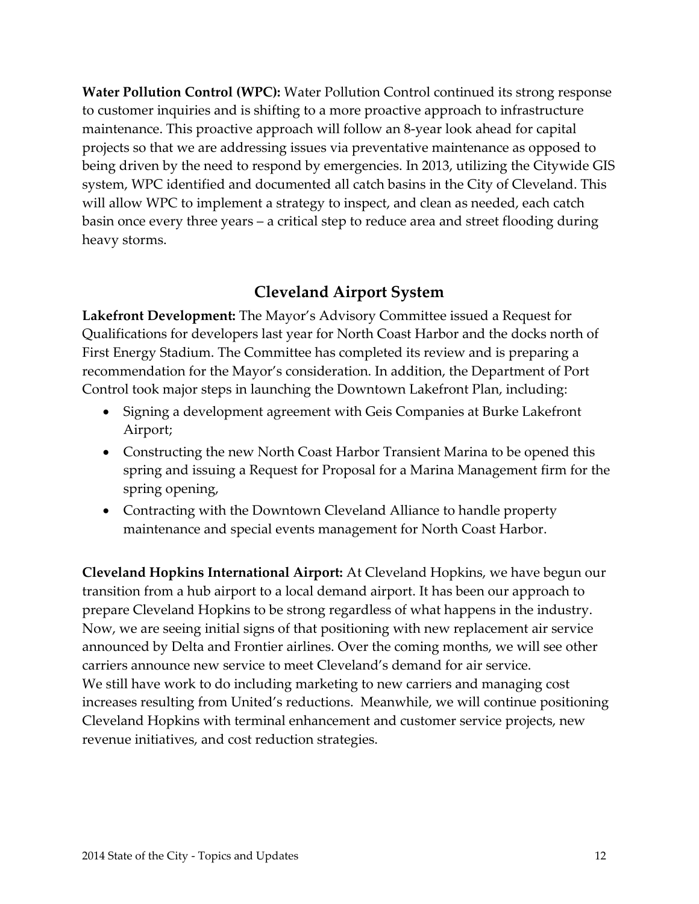**Water Pollution Control (WPC):** Water Pollution Control continued its strong response to customer inquiries and is shifting to a more proactive approach to infrastructure maintenance. This proactive approach will follow an 8-year look ahead for capital projects so that we are addressing issues via preventative maintenance as opposed to being driven by the need to respond by emergencies. In 2013, utilizing the Citywide GIS system, WPC identified and documented all catch basins in the City of Cleveland. This will allow WPC to implement a strategy to inspect, and clean as needed, each catch basin once every three years – a critical step to reduce area and street flooding during heavy storms.

## Cleveland Airport System

**Lakefront Development:** The Mayor's Advisory Committee issued a Request for Qualifications for developers last year for North Coast Harbor and the docks north of First Energy Stadium. The Committee has completed its review and is preparing a recommendation for the Mayor's consideration. In addition, the Department of Port Control took major steps in launching the Downtown Lakefront Plan, including:

- Signing a development agreement with Geis Companies at Burke Lakefront Airport;
- Constructing the new North Coast Harbor Transient Marina to be opened this spring and issuing a Request for Proposal for a Marina Management firm for the spring opening,
- Contracting with the Downtown Cleveland Alliance to handle property maintenance and special events management for North Coast Harbor.

**Cleveland Hopkins International Airport:** At Cleveland Hopkins, we have begun our transition from a hub airport to a local demand airport. It has been our approach to prepare Cleveland Hopkins to be strong regardless of what happens in the industry. Now, we are seeing initial signs of that positioning with new replacement air service announced by Delta and Frontier airlines. Over the coming months, we will see other carriers announce new service to meet Cleveland's demand for air service.
We still have work to do including marketing to new carriers and managing cost increases resulting from United's reductions. Meanwhile, we will continue positioning Cleveland Hopkins with terminal enhancement and customer service projects, new revenue initiatives, and cost reduction strategies.